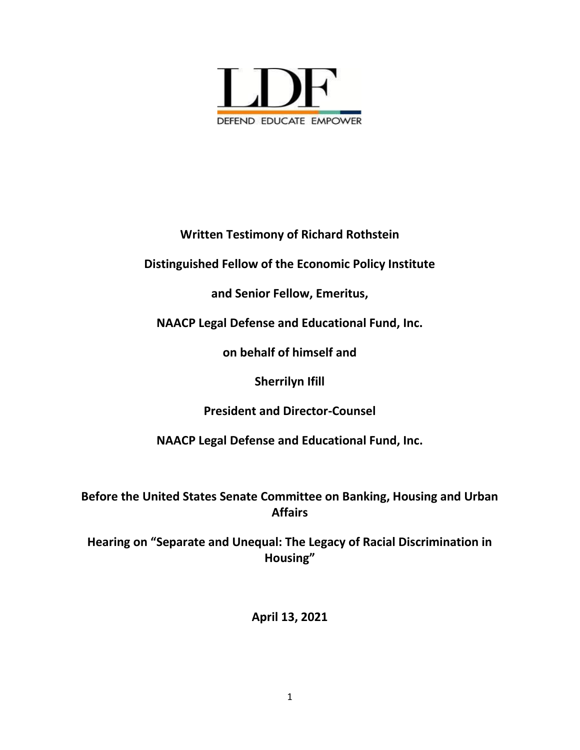LDF

DEFEND EDUCATE EMPOWER

**Written Testimony of Richard Rothstein**

**Distinguished Fellow of the Economic Policy Institute**

**and Senior Fellow, Emeritus,**

**NAACP Legal Defense and Educational Fund, Inc.**

**on behalf of himself and**

**Sherrilyn Ifill**

**President and Director-Counsel**

**NAACP Legal Defense and Educational Fund, Inc.**

**Before the United States Senate Committee on Banking, Housing and Urban Affairs**

**Hearing on "Separate and Unequal: The Legacy of Racial Discrimination in Housing"**

**April 13, 2021**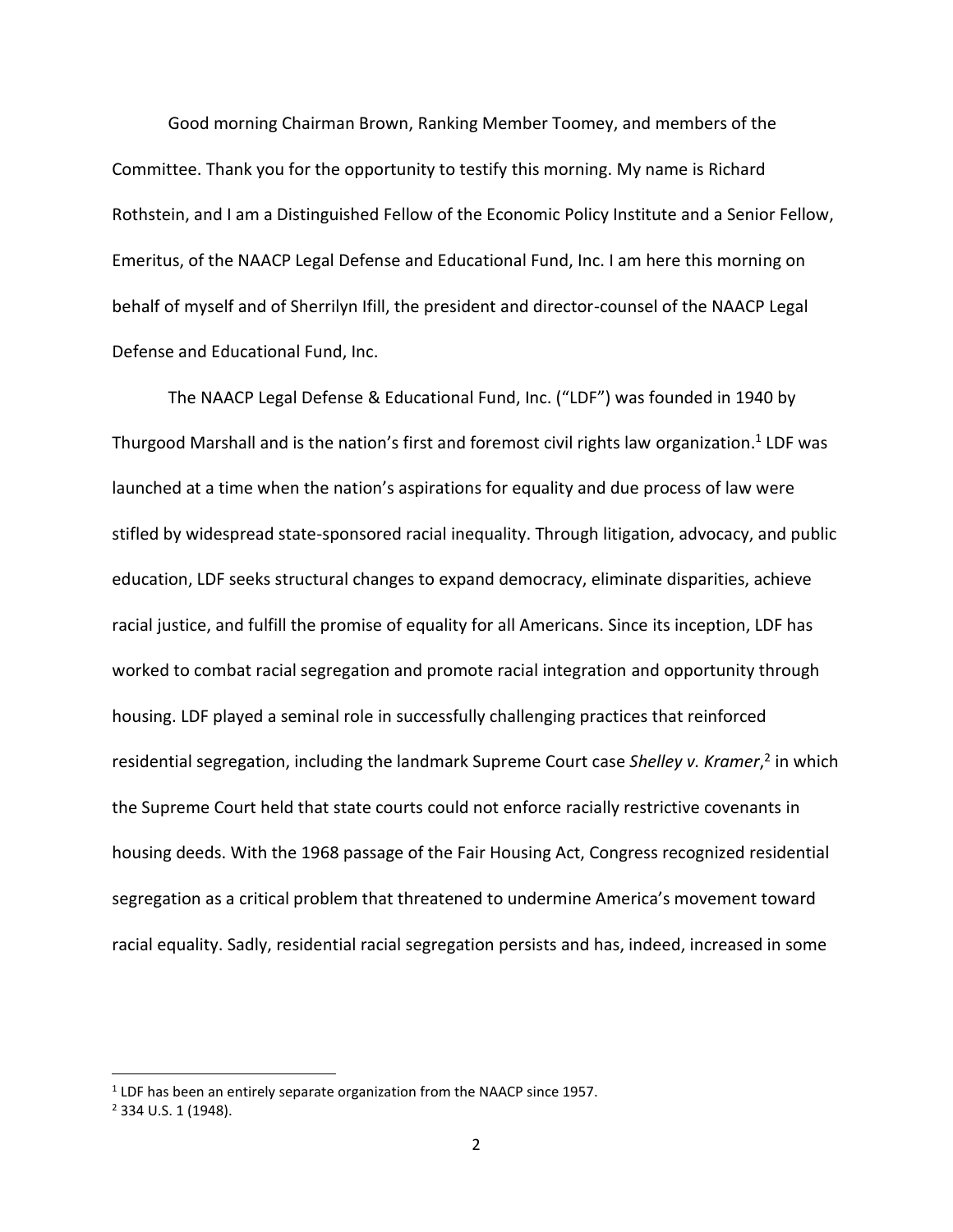Good morning Chairman Brown, Ranking Member Toomey, and members of the Committee. Thank you for the opportunity to testify this morning. My name is Richard Rothstein, and I am a Distinguished Fellow of the Economic Policy Institute and a Senior Fellow, Emeritus, of the NAACP Legal Defense and Educational Fund, Inc. I am here this morning on behalf of myself and of Sherrilyn Ifill, the president and director-counsel of the NAACP Legal Defense and Educational Fund, Inc.

The NAACP Legal Defense & Educational Fund, Inc. ("LDF") was founded in 1940 by Thurgood Marshall and is the nation's first and foremost civil rights law organization.[1] LDF was launched at a time when the nation's aspirations for equality and due process of law were stifled by widespread state-sponsored racial inequality. Through litigation, advocacy, and public education, LDF seeks structural changes to expand democracy, eliminate disparities, achieve racial justice, and fulfill the promise of equality for all Americans. Since its inception, LDF has worked to combat racial segregation and promote racial integration and opportunity through housing. LDF played a seminal role in successfully challenging practices that reinforced residential segregation, including the landmark Supreme Court case *Shelley v. Kramer*,[2] in which the Supreme Court held that state courts could not enforce racially restrictive covenants in housing deeds. With the 1968 passage of the Fair Housing Act, Congress recognized residential segregation as a critical problem that threatened to undermine America's movement toward racial equality. Sadly, residential racial segregation persists and has, indeed, increased in some

---

[1] LDF has been an entirely separate organization from the NAACP since 1957.

[2] 334 U.S. 1 (1948).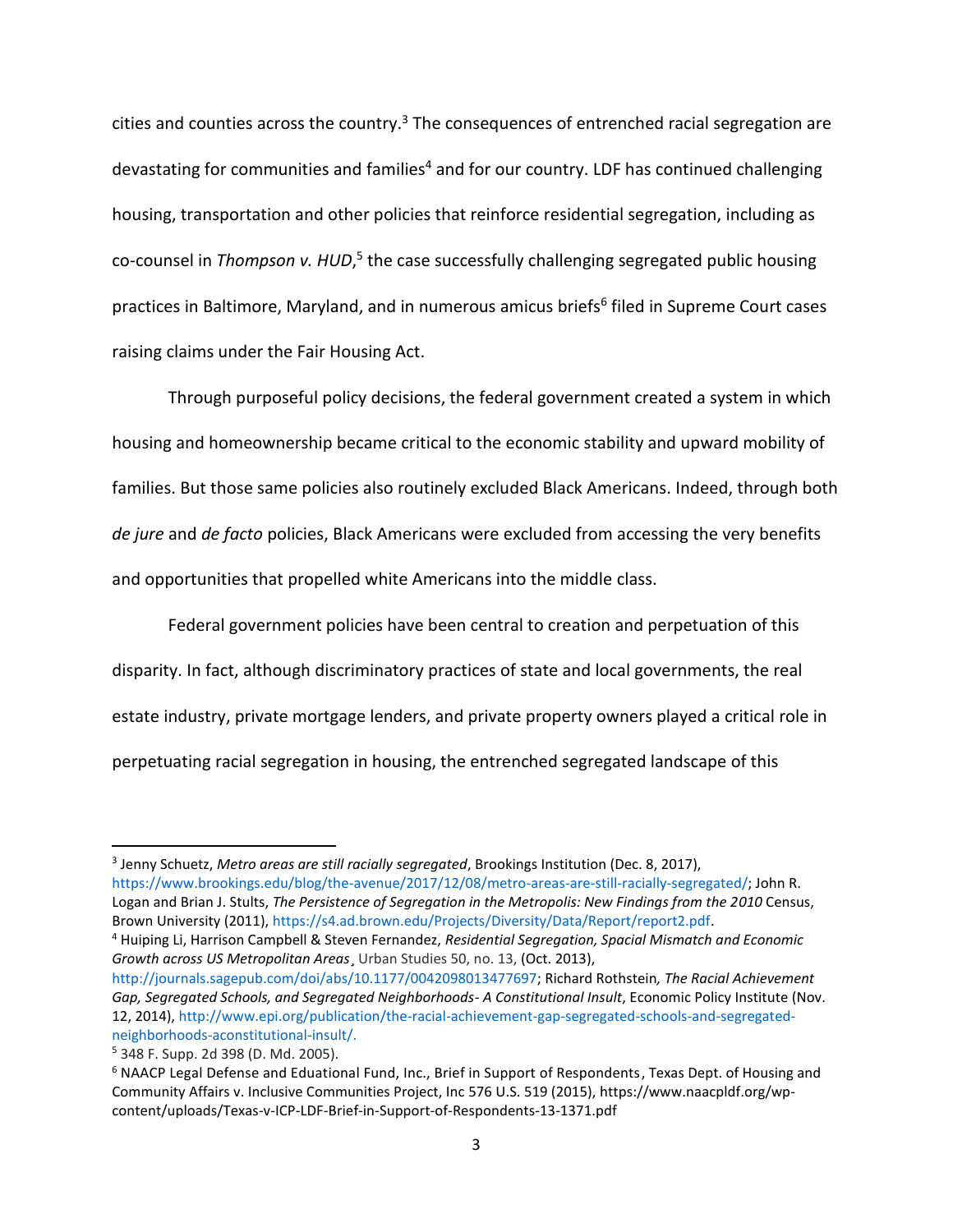cities and counties across the country.[3] The consequences of entrenched racial segregation are devastating for communities and families[4] and for our country. LDF has continued challenging housing, transportation and other policies that reinforce residential segregation, including as co-counsel in *Thompson v. HUD*,[5] the case successfully challenging segregated public housing practices in Baltimore, Maryland, and in numerous amicus briefs[6] filed in Supreme Court cases raising claims under the Fair Housing Act.

Through purposeful policy decisions, the federal government created a system in which housing and homeownership became critical to the economic stability and upward mobility of families. But those same policies also routinely excluded Black Americans. Indeed, through both *de jure* and *de facto* policies, Black Americans were excluded from accessing the very benefits and opportunities that propelled white Americans into the middle class.

Federal government policies have been central to creation and perpetuation of this disparity. In fact, although discriminatory practices of state and local governments, the real estate industry, private mortgage lenders, and private property owners played a critical role in perpetuating racial segregation in housing, the entrenched segregated landscape of this

---

[3] Jenny Schuetz, *Metro areas are still racially segregated*, Brookings Institution (Dec. 8, 2017), https://www.brookings.edu/blog/the-avenue/2017/12/08/metro-areas-are-still-racially-segregated/; John R. Logan and Brian J. Stults, *The Persistence of Segregation in the Metropolis: New Findings from the 2010* Census, Brown University (2011), https://s4.ad.brown.edu/Projects/Diversity/Data/Report/report2.pdf.

[4] Huiping Li, Harrison Campbell & Steven Fernandez, *Residential Segregation, Spacial Mismatch and Economic Growth across US Metropolitan Areas*¸ Urban Studies 50, no. 13, (Oct. 2013), http://journals.sagepub.com/doi/abs/10.1177/0042098013477697; Richard Rothstein*, The Racial Achievement Gap, Segregated Schools, and Segregated Neighborhoods- A Constitutional Insult*, Economic Policy Institute (Nov. 12, 2014), http://www.epi.org/publication/the-racial-achievement-gap-segregated-schools-and-segregated-neighborhoods-aconstitutional-insult/.

[5] 348 F. Supp. 2d 398 (D. Md. 2005).

[6] NAACP Legal Defense and Eduational Fund, Inc., Brief in Support of Respondents, Texas Dept. of Housing and Community Affairs v. Inclusive Communities Project, Inc 576 U.S. 519 (2015), https://www.naacpldf.org/wp-content/uploads/Texas-v-ICP-LDF-Brief-in-Support-of-Respondents-13-1371.pdf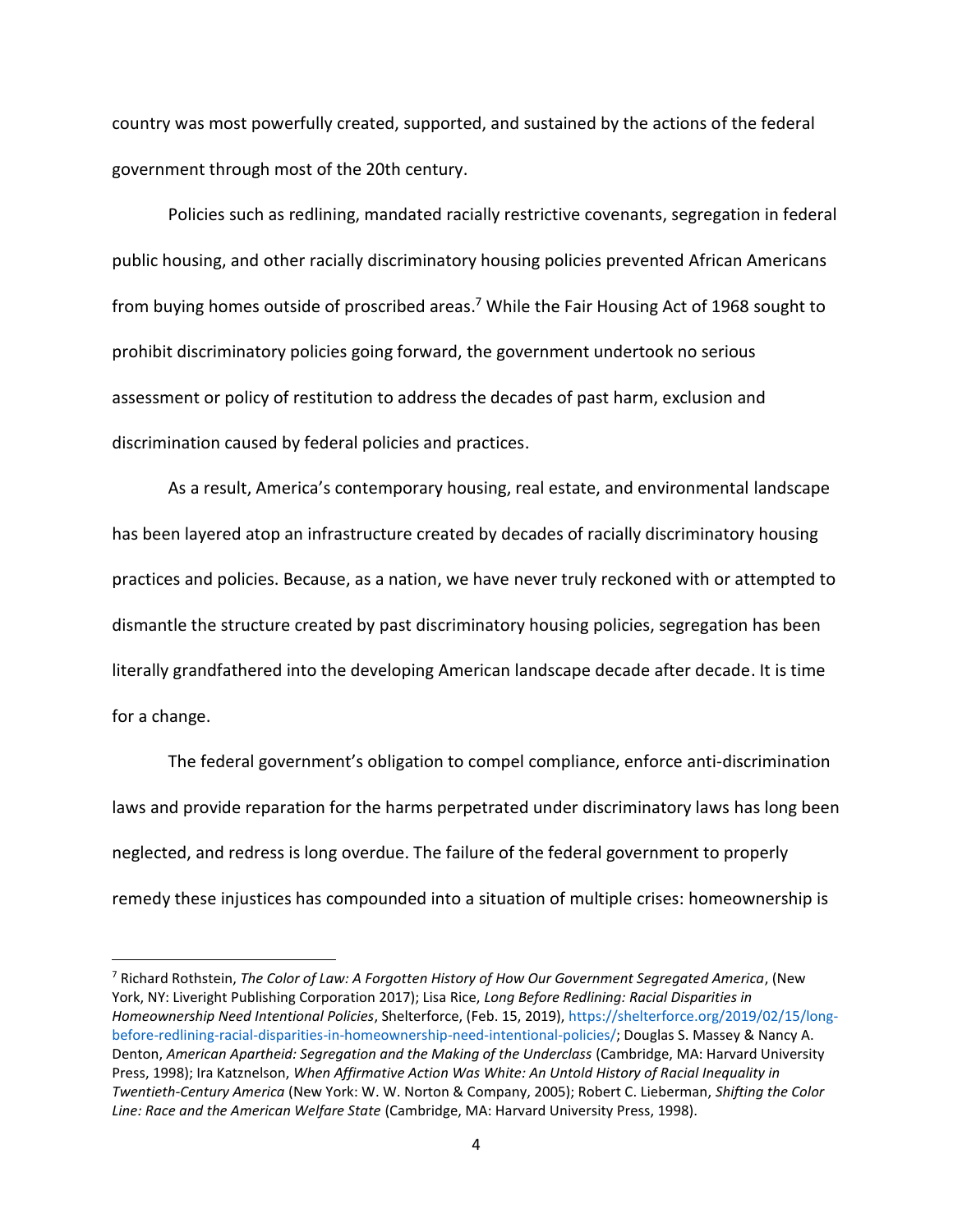country was most powerfully created, supported, and sustained by the actions of the federal government through most of the 20th century.

Policies such as redlining, mandated racially restrictive covenants, segregation in federal public housing, and other racially discriminatory housing policies prevented African Americans from buying homes outside of proscribed areas.[7] While the Fair Housing Act of 1968 sought to prohibit discriminatory policies going forward, the government undertook no serious assessment or policy of restitution to address the decades of past harm, exclusion and discrimination caused by federal policies and practices.

As a result, America's contemporary housing, real estate, and environmental landscape has been layered atop an infrastructure created by decades of racially discriminatory housing practices and policies. Because, as a nation, we have never truly reckoned with or attempted to dismantle the structure created by past discriminatory housing policies, segregation has been literally grandfathered into the developing American landscape decade after decade. It is time for a change.

The federal government's obligation to compel compliance, enforce anti-discrimination laws and provide reparation for the harms perpetrated under discriminatory laws has long been neglected, and redress is long overdue. The failure of the federal government to properly remedy these injustices has compounded into a situation of multiple crises: homeownership is

---

[7] Richard Rothstein, *The Color of Law: A Forgotten History of How Our Government Segregated America*, (New York, NY: Liveright Publishing Corporation 2017); Lisa Rice, *Long Before Redlining: Racial Disparities in Homeownership Need Intentional Policies*, Shelterforce, (Feb. 15, 2019), https://shelterforce.org/2019/02/15/long-before-redlining-racial-disparities-in-homeownership-need-intentional-policies/; Douglas S. Massey & Nancy A. Denton, *American Apartheid: Segregation and the Making of the Underclass* (Cambridge, MA: Harvard University Press, 1998); Ira Katznelson, *When Affirmative Action Was White: An Untold History of Racial Inequality in Twentieth-Century America* (New York: W. W. Norton & Company, 2005); Robert C. Lieberman, *Shifting the Color Line: Race and the American Welfare State* (Cambridge, MA: Harvard University Press, 1998).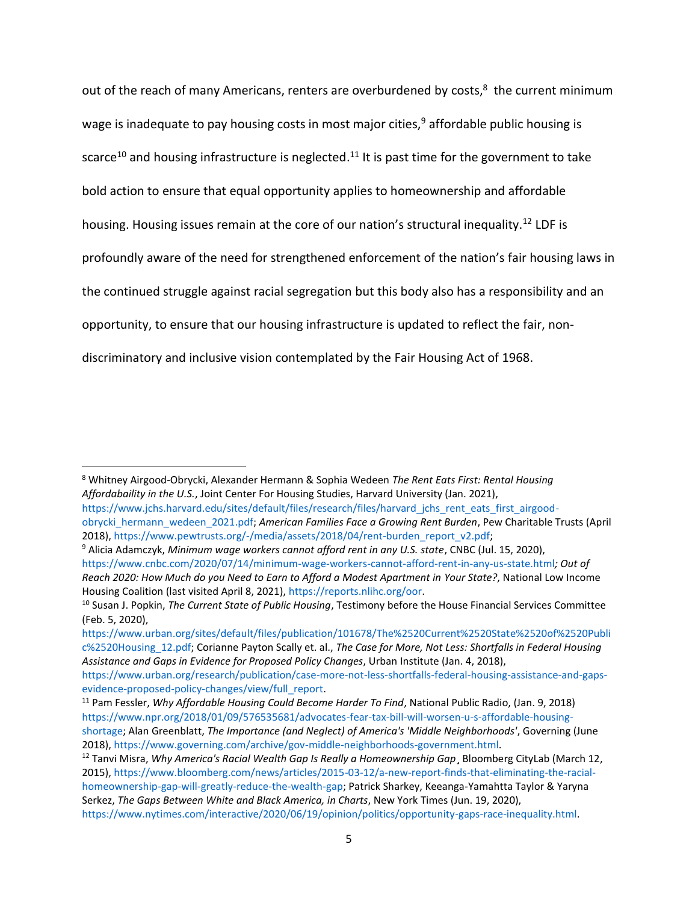out of the reach of many Americans, renters are overburdened by costs,[8] the current minimum wage is inadequate to pay housing costs in most major cities,[9] affordable public housing is scarce[10] and housing infrastructure is neglected.[11] It is past time for the government to take bold action to ensure that equal opportunity applies to homeownership and affordable housing. Housing issues remain at the core of our nation's structural inequality.[12] LDF is profoundly aware of the need for strengthened enforcement of the nation's fair housing laws in the continued struggle against racial segregation but this body also has a responsibility and an opportunity, to ensure that our housing infrastructure is updated to reflect the fair, non-discriminatory and inclusive vision contemplated by the Fair Housing Act of 1968.

---

[8] Whitney Airgood-Obrycki, Alexander Hermann & Sophia Wedeen *The Rent Eats First: Rental Housing Affordabaility in the U.S.*, Joint Center For Housing Studies, Harvard University (Jan. 2021), https://www.jchs.harvard.edu/sites/default/files/research/files/harvard_jchs_rent_eats_first_airgood-obrycki_hermann_wedeen_2021.pdf; *American Families Face a Growing Rent Burden*, Pew Charitable Trusts (April 2018), https://www.pewtrusts.org/-/media/assets/2018/04/rent-burden_report_v2.pdf;

[9] Alicia Adamczyk, *Minimum wage workers cannot afford rent in any U.S. state*, CNBC (Jul. 15, 2020), https://www.cnbc.com/2020/07/14/minimum-wage-workers-cannot-afford-rent-in-any-us-state.html*; Out of Reach 2020: How Much do you Need to Earn to Afford a Modest Apartment in Your State?*, National Low Income Housing Coalition (last visited April 8, 2021), https://reports.nlihc.org/oor.

[10] Susan J. Popkin, *The Current State of Public Housing*, Testimony before the House Financial Services Committee (Feb. 5, 2020), https://www.urban.org/sites/default/files/publication/101678/The%2520Current%2520State%2520of%2520Public%2520Housing_12.pdf; Corianne Payton Scally et. al., *The Case for More, Not Less: Shortfalls in Federal Housing Assistance and Gaps in Evidence for Proposed Policy Changes*, Urban Institute (Jan. 4, 2018), https://www.urban.org/research/publication/case-more-not-less-shortfalls-federal-housing-assistance-and-gaps-evidence-proposed-policy-changes/view/full_report.

[11] Pam Fessler, *Why Affordable Housing Could Become Harder To Find*, National Public Radio, (Jan. 9, 2018) https://www.npr.org/2018/01/09/576535681/advocates-fear-tax-bill-will-worsen-u-s-affordable-housing-shortage; Alan Greenblatt, *The Importance (and Neglect) of America's 'Middle Neighborhoods'*, Governing (June 2018), https://www.governing.com/archive/gov-middle-neighborhoods-government.html.

[12] Tanvi Misra, *Why America's Racial Wealth Gap Is Really a Homeownership Gap*¸ Bloomberg CityLab (March 12, 2015), https://www.bloomberg.com/news/articles/2015-03-12/a-new-report-finds-that-eliminating-the-racial-homeownership-gap-will-greatly-reduce-the-wealth-gap; Patrick Sharkey, Keeanga-Yamahtta Taylor & Yaryna Serkez, *The Gaps Between White and Black America, in Charts*, New York Times (Jun. 19, 2020), https://www.nytimes.com/interactive/2020/06/19/opinion/politics/opportunity-gaps-race-inequality.html.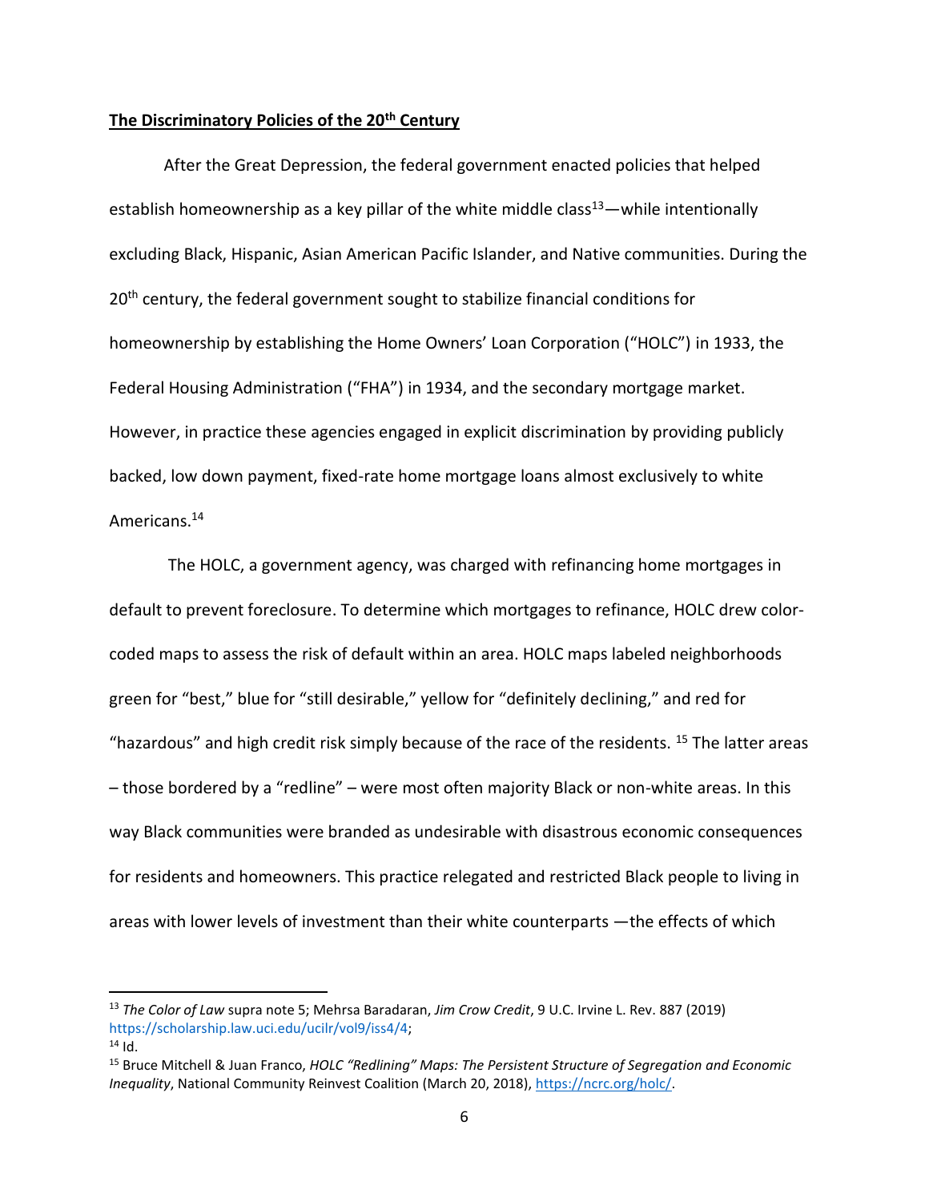## The Discriminatory Policies of the 20th Century

After the Great Depression, the federal government enacted policies that helped establish homeownership as a key pillar of the white middle class[13]—while intentionally excluding Black, Hispanic, Asian American Pacific Islander, and Native communities. During the 20th century, the federal government sought to stabilize financial conditions for homeownership by establishing the Home Owners' Loan Corporation ("HOLC") in 1933, the Federal Housing Administration ("FHA") in 1934, and the secondary mortgage market. However, in practice these agencies engaged in explicit discrimination by providing publicly backed, low down payment, fixed-rate home mortgage loans almost exclusively to white Americans.[14]

The HOLC, a government agency, was charged with refinancing home mortgages in default to prevent foreclosure. To determine which mortgages to refinance, HOLC drew color-coded maps to assess the risk of default within an area. HOLC maps labeled neighborhoods green for "best," blue for "still desirable," yellow for "definitely declining," and red for "hazardous" and high credit risk simply because of the race of the residents. [15] The latter areas – those bordered by a "redline" – were most often majority Black or non-white areas. In this way Black communities were branded as undesirable with disastrous economic consequences for residents and homeowners. This practice relegated and restricted Black people to living in areas with lower levels of investment than their white counterparts —the effects of which

---

[13] *The Color of Law* supra note 5; Mehrsa Baradaran, *Jim Crow Credit*, 9 U.C. Irvine L. Rev. 887 (2019) https://scholarship.law.uci.edu/ucilr/vol9/iss4/4;

[14] Id.

[15] Bruce Mitchell & Juan Franco, *HOLC "Redlining" Maps: The Persistent Structure of Segregation and Economic Inequality*, National Community Reinvest Coalition (March 20, 2018), https://ncrc.org/holc/.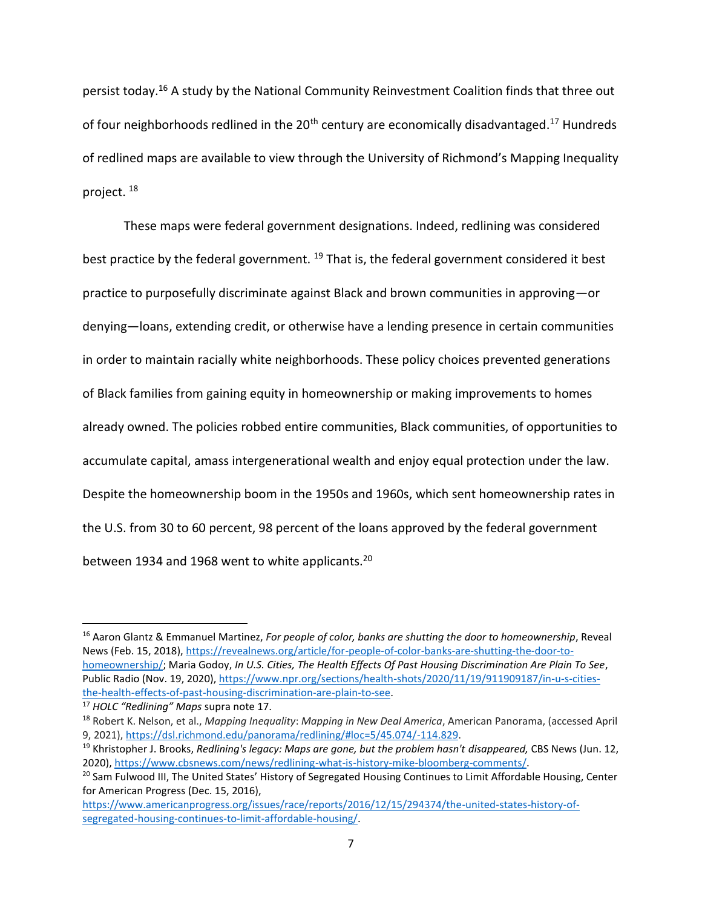persist today.[16] A study by the National Community Reinvestment Coalition finds that three out of four neighborhoods redlined in the 20th century are economically disadvantaged.[17] Hundreds of redlined maps are available to view through the University of Richmond's Mapping Inequality project. [18]

These maps were federal government designations. Indeed, redlining was considered best practice by the federal government. [19] That is, the federal government considered it best practice to purposefully discriminate against Black and brown communities in approving—or denying—loans, extending credit, or otherwise have a lending presence in certain communities in order to maintain racially white neighborhoods. These policy choices prevented generations of Black families from gaining equity in homeownership or making improvements to homes already owned. The policies robbed entire communities, Black communities, of opportunities to accumulate capital, amass intergenerational wealth and enjoy equal protection under the law. Despite the homeownership boom in the 1950s and 1960s, which sent homeownership rates in the U.S. from 30 to 60 percent, 98 percent of the loans approved by the federal government between 1934 and 1968 went to white applicants.[20]

---

[16] Aaron Glantz & Emmanuel Martinez, *For people of color, banks are shutting the door to homeownership*, Reveal News (Feb. 15, 2018), https://revealnews.org/article/for-people-of-color-banks-are-shutting-the-door-to-homeownership/; Maria Godoy, *In U.S. Cities, The Health Effects Of Past Housing Discrimination Are Plain To See*, Public Radio (Nov. 19, 2020), https://www.npr.org/sections/health-shots/2020/11/19/911909187/in-u-s-cities-the-health-effects-of-past-housing-discrimination-are-plain-to-see.

[17] *HOLC "Redlining" Maps* supra note 17.

[18] Robert K. Nelson, et al., *Mapping Inequality*: *Mapping in New Deal America*, American Panorama, (accessed April 9, 2021), https://dsl.richmond.edu/panorama/redlining/#loc=5/45.074/-114.829.

[19] Khristopher J. Brooks, *Redlining's legacy: Maps are gone, but the problem hasn't disappeared,* CBS News (Jun. 12, 2020), https://www.cbsnews.com/news/redlining-what-is-history-mike-bloomberg-comments/.

[20] Sam Fulwood III, The United States' History of Segregated Housing Continues to Limit Affordable Housing, Center for American Progress (Dec. 15, 2016), https://www.americanprogress.org/issues/race/reports/2016/12/15/294374/the-united-states-history-of-segregated-housing-continues-to-limit-affordable-housing/.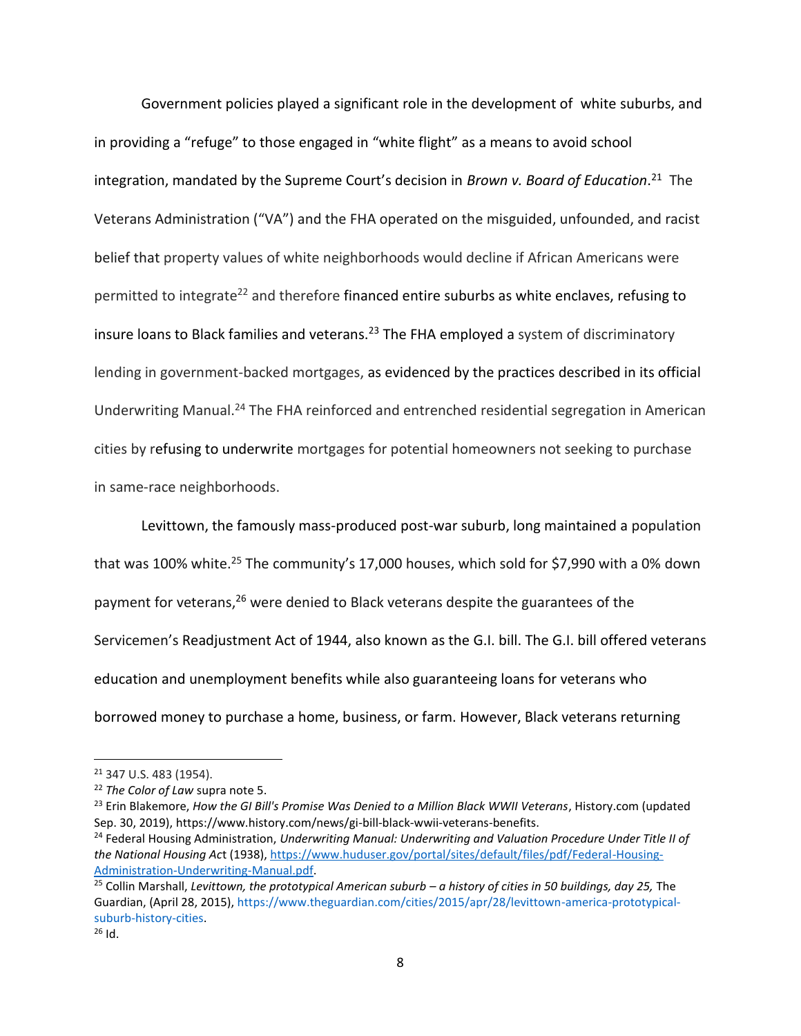Government policies played a significant role in the development of white suburbs, and in providing a "refuge" to those engaged in "white flight" as a means to avoid school integration, mandated by the Supreme Court's decision in *Brown v. Board of Education*.[21] The Veterans Administration ("VA") and the FHA operated on the misguided, unfounded, and racist belief that property values of white neighborhoods would decline if African Americans were permitted to integrate[22] and therefore financed entire suburbs as white enclaves, refusing to insure loans to Black families and veterans.[23] The FHA employed a system of discriminatory lending in government-backed mortgages, as evidenced by the practices described in its official Underwriting Manual.[24] The FHA reinforced and entrenched residential segregation in American cities by refusing to underwrite mortgages for potential homeowners not seeking to purchase in same-race neighborhoods.

Levittown, the famously mass-produced post-war suburb, long maintained a population that was 100% white.[25] The community's 17,000 houses, which sold for $7,990 with a 0% down payment for veterans,[26] were denied to Black veterans despite the guarantees of the Servicemen's Readjustment Act of 1944, also known as the G.I. bill. The G.I. bill offered veterans education and unemployment benefits while also guaranteeing loans for veterans who borrowed money to purchase a home, business, or farm. However, Black veterans returning

---

[21] 347 U.S. 483 (1954).

[22] *The Color of Law* supra note 5.

[23] Erin Blakemore, *How the GI Bill's Promise Was Denied to a Million Black WWII Veterans*, History.com (updated Sep. 30, 2019), https://www.history.com/news/gi-bill-black-wwii-veterans-benefits.

[24] Federal Housing Administration, *Underwriting Manual: Underwriting and Valuation Procedure Under Title II of the National Housing Act* (1938), https://www.huduser.gov/portal/sites/default/files/pdf/Federal-Housing-Administration-Underwriting-Manual.pdf.

[25] Collin Marshall, *Levittown, the prototypical American suburb – a history of cities in 50 buildings, day 25,* The Guardian, (April 28, 2015), https://www.theguardian.com/cities/2015/apr/28/levittown-america-prototypical-suburb-history-cities.

[26] Id.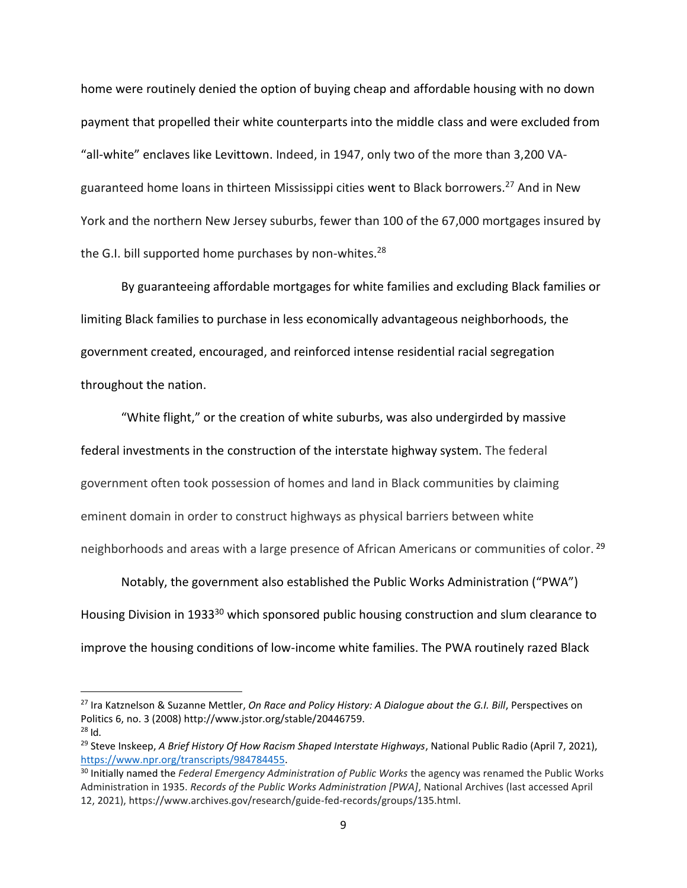home were routinely denied the option of buying cheap and affordable housing with no down payment that propelled their white counterparts into the middle class and were excluded from "all-white" enclaves like Levittown. Indeed, in 1947, only two of the more than 3,200 VA-guaranteed home loans in thirteen Mississippi cities went to Black borrowers.[27] And in New York and the northern New Jersey suburbs, fewer than 100 of the 67,000 mortgages insured by the G.I. bill supported home purchases by non-whites.[28]

By guaranteeing affordable mortgages for white families and excluding Black families or limiting Black families to purchase in less economically advantageous neighborhoods, the government created, encouraged, and reinforced intense residential racial segregation throughout the nation.

"White flight," or the creation of white suburbs, was also undergirded by massive federal investments in the construction of the interstate highway system. The federal government often took possession of homes and land in Black communities by claiming eminent domain in order to construct highways as physical barriers between white neighborhoods and areas with a large presence of African Americans or communities of color.[29]

Notably, the government also established the Public Works Administration ("PWA") Housing Division in 1933[30] which sponsored public housing construction and slum clearance to improve the housing conditions of low-income white families. The PWA routinely razed Black

---

[27] Ira Katznelson & Suzanne Mettler, *On Race and Policy History: A Dialogue about the G.I. Bill*, Perspectives on Politics 6, no. 3 (2008) http://www.jstor.org/stable/20446759.

[28] Id.

[29] Steve Inskeep, *A Brief History Of How Racism Shaped Interstate Highways*, National Public Radio (April 7, 2021), https://www.npr.org/transcripts/984784455.

[30] Initially named the *Federal Emergency Administration of Public Works* the agency was renamed the Public Works Administration in 1935. *Records of the Public Works Administration [PWA]*, National Archives (last accessed April 12, 2021), https://www.archives.gov/research/guide-fed-records/groups/135.html.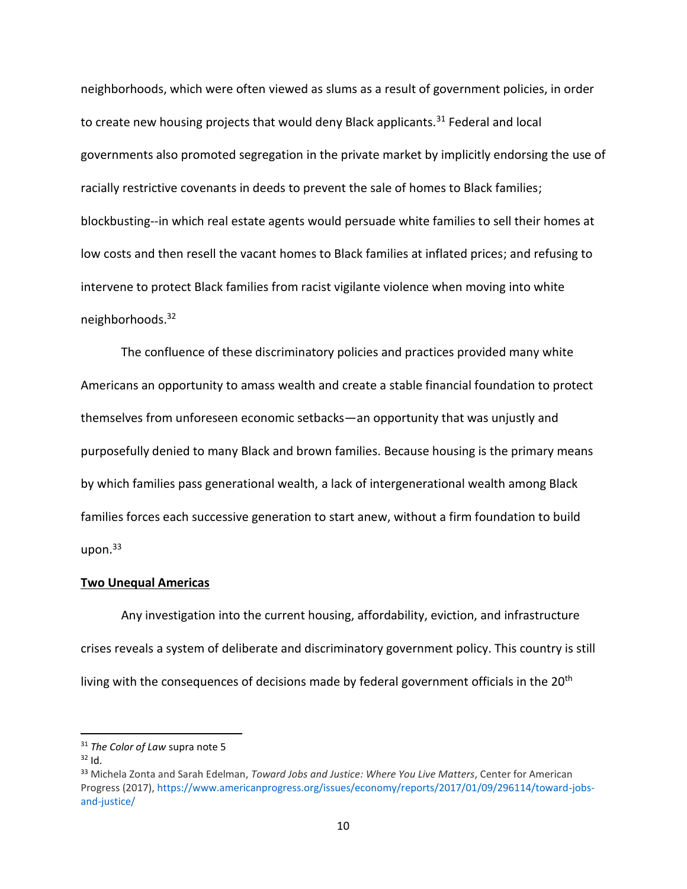neighborhoods, which were often viewed as slums as a result of government policies, in order to create new housing projects that would deny Black applicants.[31] Federal and local governments also promoted segregation in the private market by implicitly endorsing the use of racially restrictive covenants in deeds to prevent the sale of homes to Black families; blockbusting--in which real estate agents would persuade white families to sell their homes at low costs and then resell the vacant homes to Black families at inflated prices; and refusing to intervene to protect Black families from racist vigilante violence when moving into white neighborhoods.[32]

The confluence of these discriminatory policies and practices provided many white Americans an opportunity to amass wealth and create a stable financial foundation to protect themselves from unforeseen economic setbacks—an opportunity that was unjustly and purposefully denied to many Black and brown families. Because housing is the primary means by which families pass generational wealth, a lack of intergenerational wealth among Black families forces each successive generation to start anew, without a firm foundation to build upon.[33]

**Two Unequal Americas**

Any investigation into the current housing, affordability, eviction, and infrastructure crises reveals a system of deliberate and discriminatory government policy. This country is still living with the consequences of decisions made by federal government officials in the 20th

---

[31] *The Color of Law* supra note 5

[32] Id.

[33] Michela Zonta and Sarah Edelman, *Toward Jobs and Justice: Where You Live Matters*, Center for American Progress (2017), https://www.americanprogress.org/issues/economy/reports/2017/01/09/296114/toward-jobs-and-justice/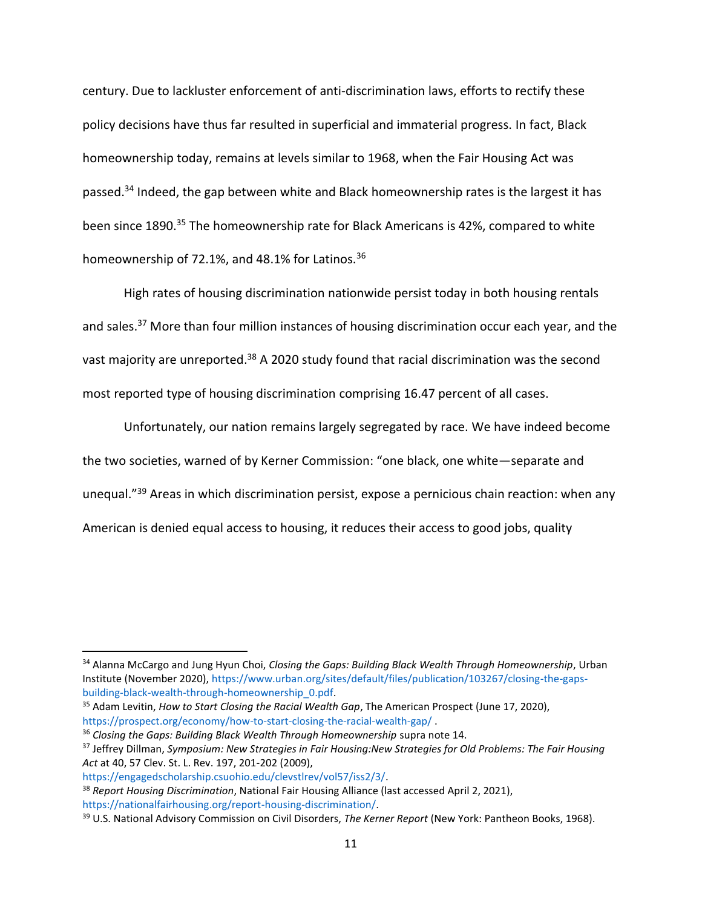century. Due to lackluster enforcement of anti-discrimination laws, efforts to rectify these policy decisions have thus far resulted in superficial and immaterial progress. In fact, Black homeownership today, remains at levels similar to 1968, when the Fair Housing Act was passed.[34] Indeed, the gap between white and Black homeownership rates is the largest it has been since 1890.[35] The homeownership rate for Black Americans is 42%, compared to white homeownership of 72.1%, and 48.1% for Latinos.[36]

High rates of housing discrimination nationwide persist today in both housing rentals and sales.[37] More than four million instances of housing discrimination occur each year, and the vast majority are unreported.[38] A 2020 study found that racial discrimination was the second most reported type of housing discrimination comprising 16.47 percent of all cases.

Unfortunately, our nation remains largely segregated by race. We have indeed become the two societies, warned of by Kerner Commission: "one black, one white—separate and unequal."[39] Areas in which discrimination persist, expose a pernicious chain reaction: when any American is denied equal access to housing, it reduces their access to good jobs, quality

---

[34] Alanna McCargo and Jung Hyun Choi, *Closing the Gaps: Building Black Wealth Through Homeownership*, Urban Institute (November 2020), https://www.urban.org/sites/default/files/publication/103267/closing-the-gaps-building-black-wealth-through-homeownership_0.pdf.

[35] Adam Levitin, *How to Start Closing the Racial Wealth Gap*, The American Prospect (June 17, 2020), https://prospect.org/economy/how-to-start-closing-the-racial-wealth-gap/ .

[36] *Closing the Gaps: Building Black Wealth Through Homeownership* supra note 14.

[37] Jeffrey Dillman, *Symposium: New Strategies in Fair Housing:New Strategies for Old Problems: The Fair Housing Act* at 40, 57 Clev. St. L. Rev. 197, 201-202 (2009), https://engagedscholarship.csuohio.edu/clevstlrev/vol57/iss2/3/.

[38] *Report Housing Discrimination*, National Fair Housing Alliance (last accessed April 2, 2021), https://nationalfairhousing.org/report-housing-discrimination/.

[39] U.S. National Advisory Commission on Civil Disorders, *The Kerner Report* (New York: Pantheon Books, 1968).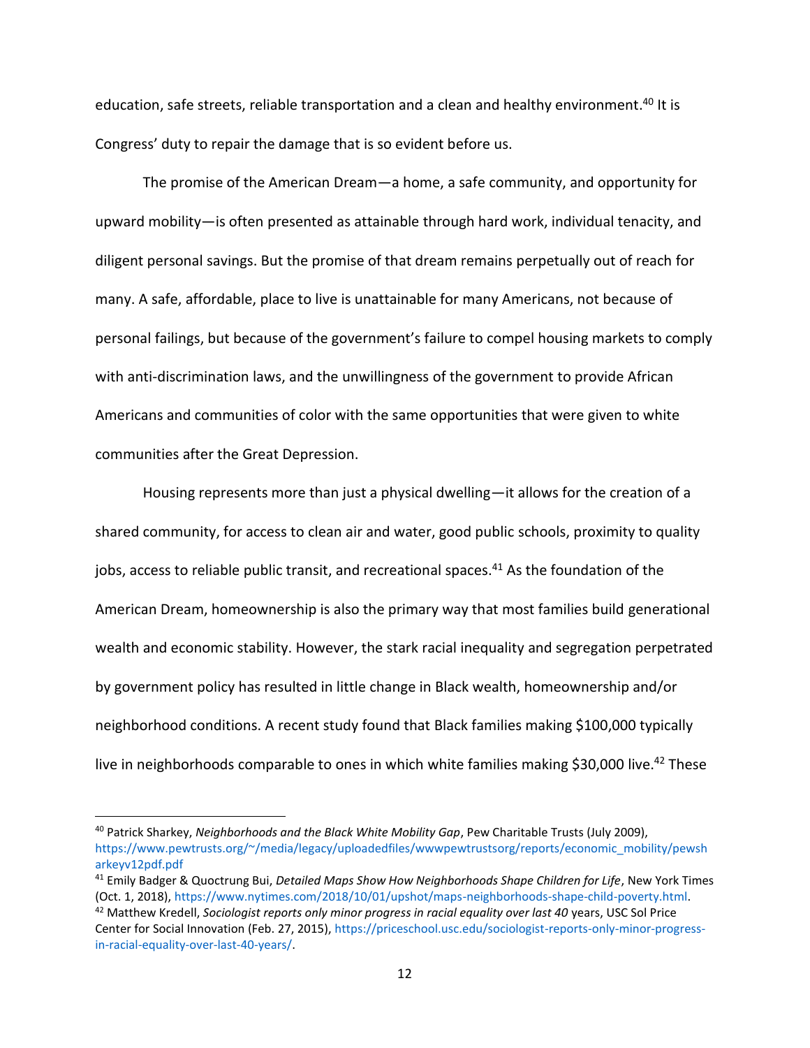education, safe streets, reliable transportation and a clean and healthy environment.[40] It is Congress' duty to repair the damage that is so evident before us.

The promise of the American Dream—a home, a safe community, and opportunity for upward mobility—is often presented as attainable through hard work, individual tenacity, and diligent personal savings. But the promise of that dream remains perpetually out of reach for many. A safe, affordable, place to live is unattainable for many Americans, not because of personal failings, but because of the government's failure to compel housing markets to comply with anti-discrimination laws, and the unwillingness of the government to provide African Americans and communities of color with the same opportunities that were given to white communities after the Great Depression.

Housing represents more than just a physical dwelling—it allows for the creation of a shared community, for access to clean air and water, good public schools, proximity to quality jobs, access to reliable public transit, and recreational spaces.[41] As the foundation of the American Dream, homeownership is also the primary way that most families build generational wealth and economic stability. However, the stark racial inequality and segregation perpetrated by government policy has resulted in little change in Black wealth, homeownership and/or neighborhood conditions. A recent study found that Black families making $100,000 typically live in neighborhoods comparable to ones in which white families making $30,000 live.[42] These

---

[40] Patrick Sharkey, *Neighborhoods and the Black White Mobility Gap*, Pew Charitable Trusts (July 2009), https://www.pewtrusts.org/~/media/legacy/uploadedfiles/wwwpewtrustsorg/reports/economic_mobility/pewsharkeyv12pdf.pdf

[41] Emily Badger & Quoctrung Bui, *Detailed Maps Show How Neighborhoods Shape Children for Life*, New York Times (Oct. 1, 2018), https://www.nytimes.com/2018/10/01/upshot/maps-neighborhoods-shape-child-poverty.html.

[42] Matthew Kredell, *Sociologist reports only minor progress in racial equality over last 40* years, USC Sol Price Center for Social Innovation (Feb. 27, 2015), https://priceschool.usc.edu/sociologist-reports-only-minor-progress-in-racial-equality-over-last-40-years/.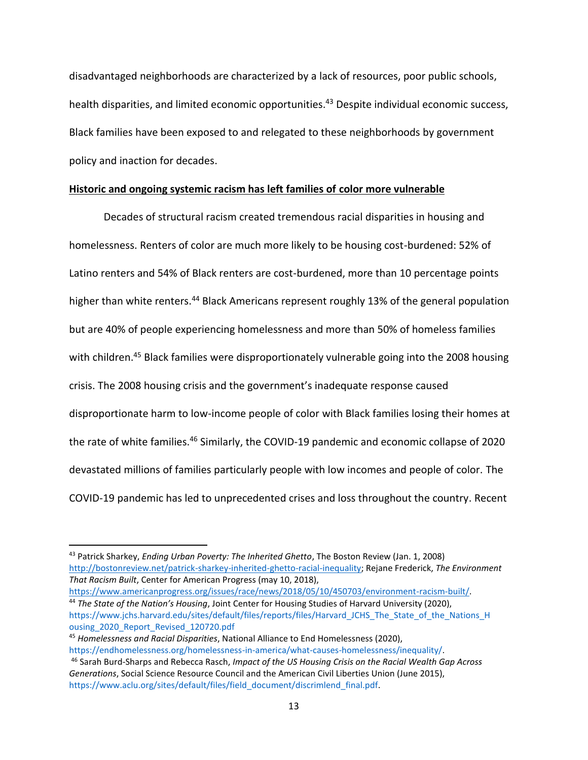disadvantaged neighborhoods are characterized by a lack of resources, poor public schools, health disparities, and limited economic opportunities.[43] Despite individual economic success, Black families have been exposed to and relegated to these neighborhoods by government policy and inaction for decades.

**Historic and ongoing systemic racism has left families of color more vulnerable**

Decades of structural racism created tremendous racial disparities in housing and homelessness. Renters of color are much more likely to be housing cost-burdened: 52% of Latino renters and 54% of Black renters are cost-burdened, more than 10 percentage points higher than white renters.[44] Black Americans represent roughly 13% of the general population but are 40% of people experiencing homelessness and more than 50% of homeless families with children.[45] Black families were disproportionately vulnerable going into the 2008 housing crisis. The 2008 housing crisis and the government's inadequate response caused disproportionate harm to low-income people of color with Black families losing their homes at the rate of white families.[46] Similarly, the COVID-19 pandemic and economic collapse of 2020 devastated millions of families particularly people with low incomes and people of color. The COVID-19 pandemic has led to unprecedented crises and loss throughout the country. Recent

---

[43] Patrick Sharkey, *Ending Urban Poverty: The Inherited Ghetto*, The Boston Review (Jan. 1, 2008) http://bostonreview.net/patrick-sharkey-inherited-ghetto-racial-inequality; Rejane Frederick, *The Environment That Racism Built*, Center for American Progress (may 10, 2018), https://www.americanprogress.org/issues/race/news/2018/05/10/450703/environment-racism-built/.

[44] *The State of the Nation's Housing*, Joint Center for Housing Studies of Harvard University (2020), https://www.jchs.harvard.edu/sites/default/files/reports/files/Harvard_JCHS_The_State_of_the_Nations_Housing_2020_Report_Revised_120720.pdf

[45] *Homelessness and Racial Disparities*, National Alliance to End Homelessness (2020), https://endhomelessness.org/homelessness-in-america/what-causes-homelessness/inequality/.

[46] Sarah Burd-Sharps and Rebecca Rasch, *Impact of the US Housing Crisis on the Racial Wealth Gap Across Generations*, Social Science Resource Council and the American Civil Liberties Union (June 2015), https://www.aclu.org/sites/default/files/field_document/discrimlend_final.pdf.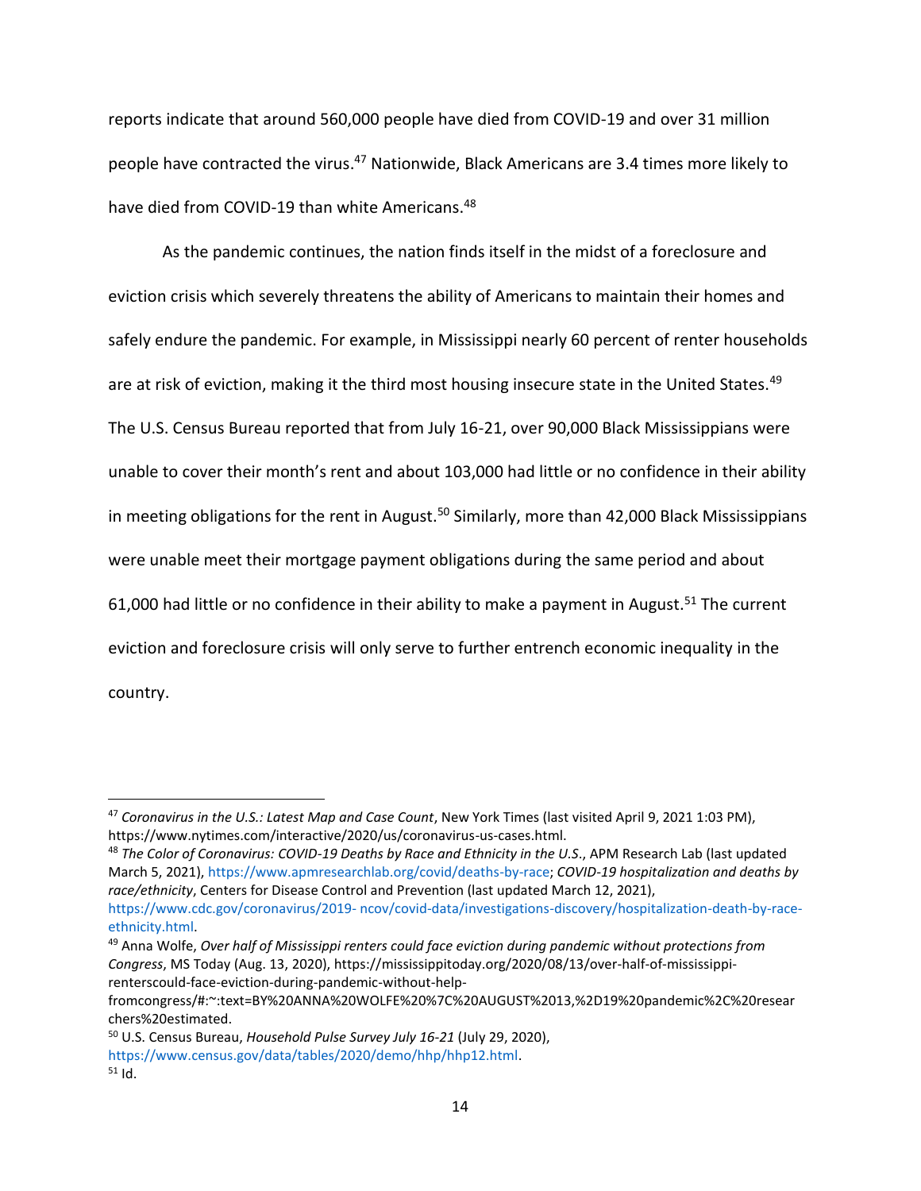reports indicate that around 560,000 people have died from COVID-19 and over 31 million people have contracted the virus.[47] Nationwide, Black Americans are 3.4 times more likely to have died from COVID-19 than white Americans.[48]

As the pandemic continues, the nation finds itself in the midst of a foreclosure and eviction crisis which severely threatens the ability of Americans to maintain their homes and safely endure the pandemic. For example, in Mississippi nearly 60 percent of renter households are at risk of eviction, making it the third most housing insecure state in the United States.[49] The U.S. Census Bureau reported that from July 16-21, over 90,000 Black Mississippians were unable to cover their month's rent and about 103,000 had little or no confidence in their ability in meeting obligations for the rent in August.[50] Similarly, more than 42,000 Black Mississippians were unable meet their mortgage payment obligations during the same period and about 61,000 had little or no confidence in their ability to make a payment in August.[51] The current eviction and foreclosure crisis will only serve to further entrench economic inequality in the country.

---

[47] *Coronavirus in the U.S.: Latest Map and Case Count*, New York Times (last visited April 9, 2021 1:03 PM), https://www.nytimes.com/interactive/2020/us/coronavirus-us-cases.html.

[48] *The Color of Coronavirus: COVID-19 Deaths by Race and Ethnicity in the U.S.*, APM Research Lab (last updated March 5, 2021), https://www.apmresearchlab.org/covid/deaths-by-race; *COVID-19 hospitalization and deaths by race/ethnicity*, Centers for Disease Control and Prevention (last updated March 12, 2021), https://www.cdc.gov/coronavirus/2019- ncov/covid-data/investigations-discovery/hospitalization-death-by-race-ethnicity.html.

[49] Anna Wolfe, *Over half of Mississippi renters could face eviction during pandemic without protections from Congress*, MS Today (Aug. 13, 2020), https://mississippitoday.org/2020/08/13/over-half-of-mississippi-renterscould-face-eviction-during-pandemic-without-help-fromcongress/#:~:text=BY%20ANNA%20WOLFE%20%7C%20AUGUST%2013,%2D19%20pandemic%2C%20researchers%20estimated.

[50] U.S. Census Bureau, *Household Pulse Survey July 16-21* (July 29, 2020), https://www.census.gov/data/tables/2020/demo/hhp/hhp12.html.

[51] Id.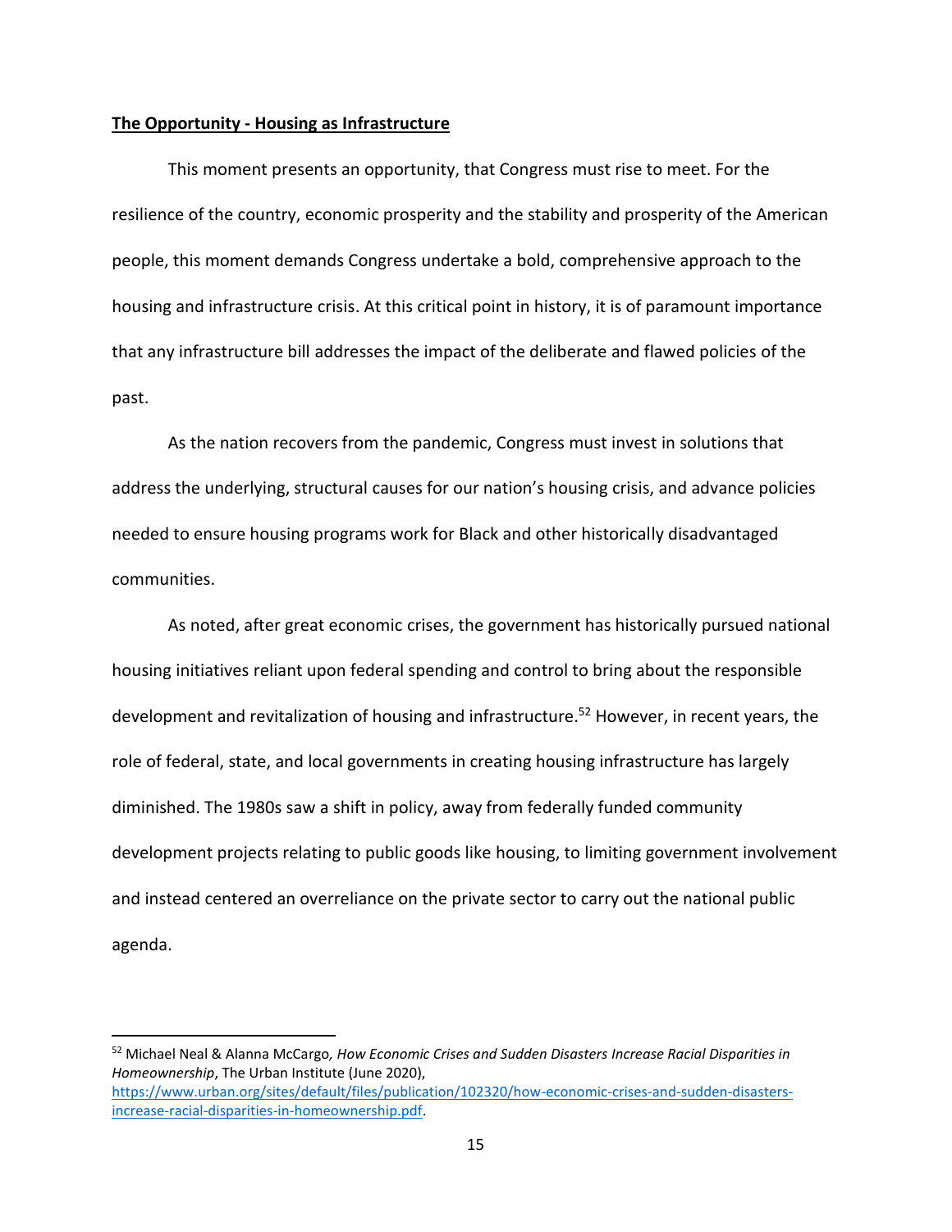**The Opportunity - Housing as Infrastructure**

This moment presents an opportunity, that Congress must rise to meet. For the resilience of the country, economic prosperity and the stability and prosperity of the American people, this moment demands Congress undertake a bold, comprehensive approach to the housing and infrastructure crisis. At this critical point in history, it is of paramount importance that any infrastructure bill addresses the impact of the deliberate and flawed policies of the past.

As the nation recovers from the pandemic, Congress must invest in solutions that address the underlying, structural causes for our nation's housing crisis, and advance policies needed to ensure housing programs work for Black and other historically disadvantaged communities.

As noted, after great economic crises, the government has historically pursued national housing initiatives reliant upon federal spending and control to bring about the responsible development and revitalization of housing and infrastructure.[52] However, in recent years, the role of federal, state, and local governments in creating housing infrastructure has largely diminished. The 1980s saw a shift in policy, away from federally funded community development projects relating to public goods like housing, to limiting government involvement and instead centered an overreliance on the private sector to carry out the national public agenda.

---

[52] Michael Neal & Alanna McCargo*, How Economic Crises and Sudden Disasters Increase Racial Disparities in Homeownership*, The Urban Institute (June 2020), https://www.urban.org/sites/default/files/publication/102320/how-economic-crises-and-sudden-disasters-increase-racial-disparities-in-homeownership.pdf.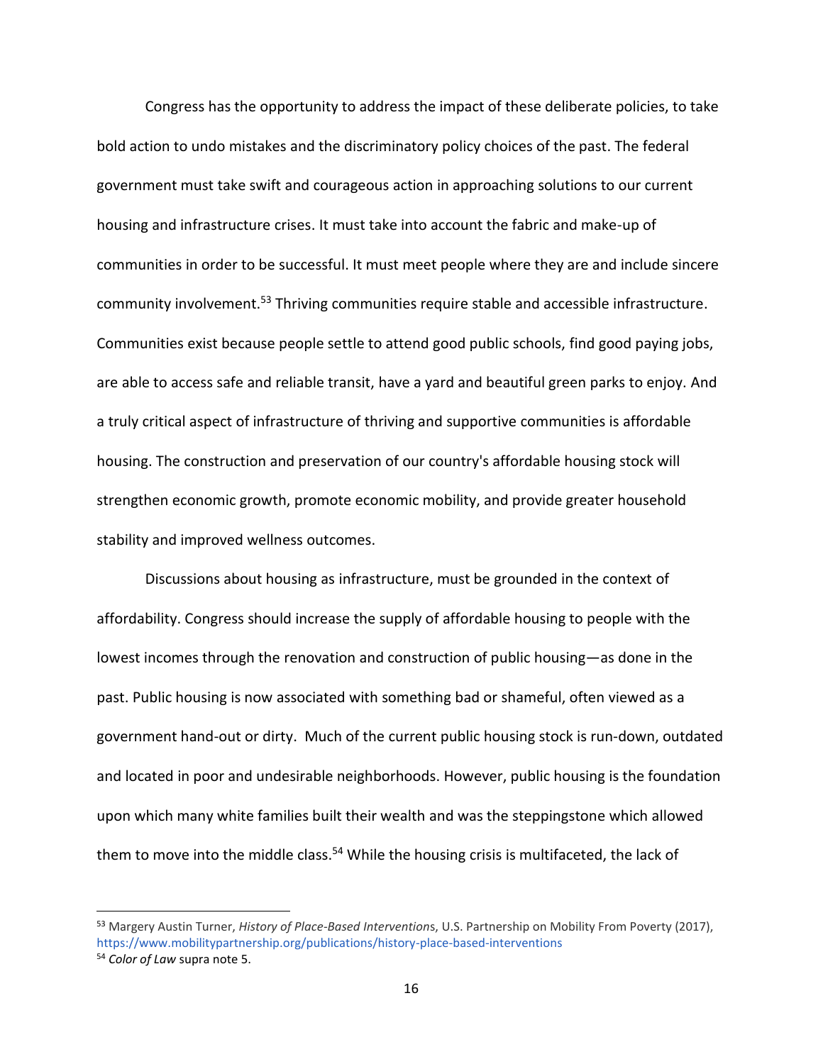Congress has the opportunity to address the impact of these deliberate policies, to take bold action to undo mistakes and the discriminatory policy choices of the past. The federal government must take swift and courageous action in approaching solutions to our current housing and infrastructure crises. It must take into account the fabric and make-up of communities in order to be successful. It must meet people where they are and include sincere community involvement.[53] Thriving communities require stable and accessible infrastructure. Communities exist because people settle to attend good public schools, find good paying jobs, are able to access safe and reliable transit, have a yard and beautiful green parks to enjoy. And a truly critical aspect of infrastructure of thriving and supportive communities is affordable housing. The construction and preservation of our country's affordable housing stock will strengthen economic growth, promote economic mobility, and provide greater household stability and improved wellness outcomes.

Discussions about housing as infrastructure, must be grounded in the context of affordability. Congress should increase the supply of affordable housing to people with the lowest incomes through the renovation and construction of public housing—as done in the past. Public housing is now associated with something bad or shameful, often viewed as a government hand-out or dirty. Much of the current public housing stock is run-down, outdated and located in poor and undesirable neighborhoods. However, public housing is the foundation upon which many white families built their wealth and was the steppingstone which allowed them to move into the middle class.[54] While the housing crisis is multifaceted, the lack of

---

[53] Margery Austin Turner, *History of Place-Based Interventions*, U.S. Partnership on Mobility From Poverty (2017), https://www.mobilitypartnership.org/publications/history-place-based-interventions

[54] *Color of Law* supra note 5.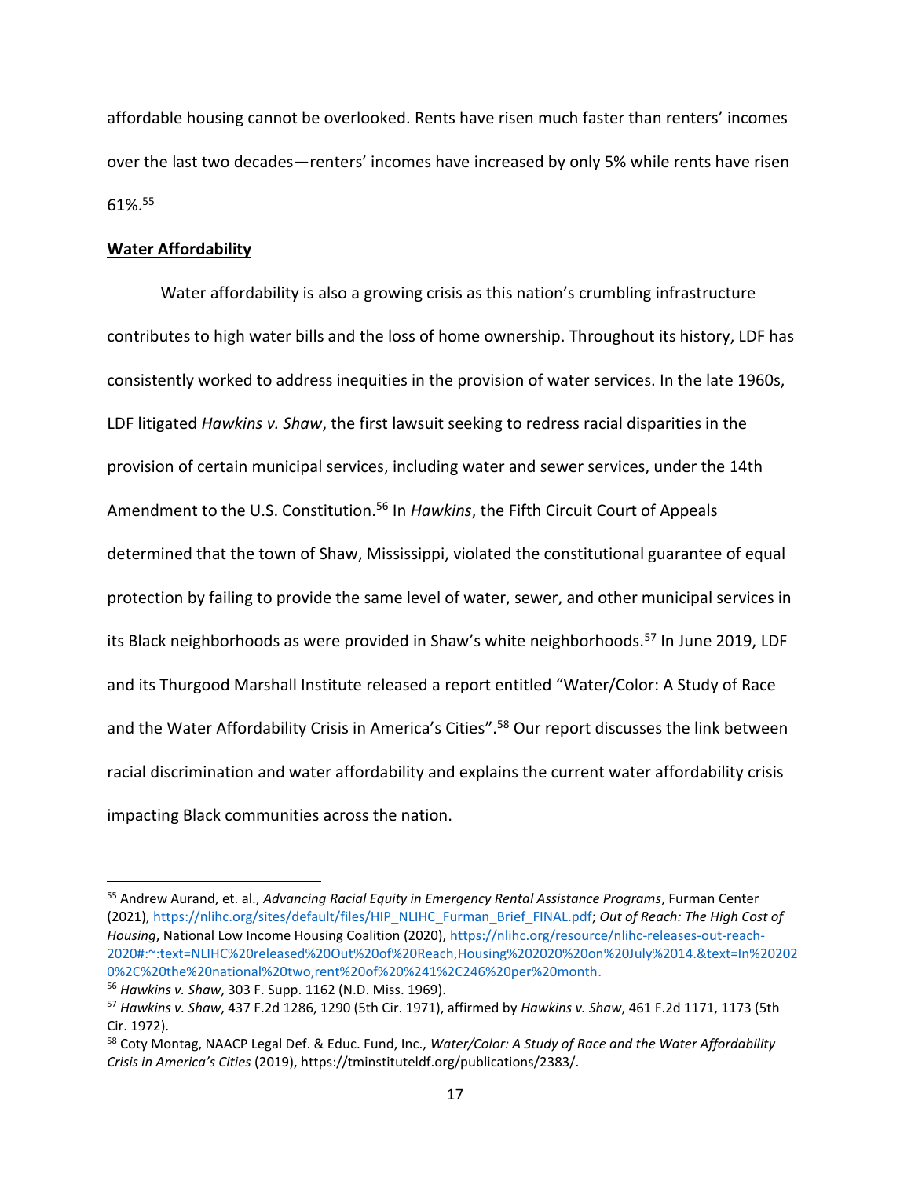affordable housing cannot be overlooked. Rents have risen much faster than renters' incomes over the last two decades—renters' incomes have increased by only 5% while rents have risen 61%.[55]

**Water Affordability**

Water affordability is also a growing crisis as this nation's crumbling infrastructure contributes to high water bills and the loss of home ownership. Throughout its history, LDF has consistently worked to address inequities in the provision of water services. In the late 1960s, LDF litigated *Hawkins v. Shaw*, the first lawsuit seeking to redress racial disparities in the provision of certain municipal services, including water and sewer services, under the 14th Amendment to the U.S. Constitution.[56] In *Hawkins*, the Fifth Circuit Court of Appeals determined that the town of Shaw, Mississippi, violated the constitutional guarantee of equal protection by failing to provide the same level of water, sewer, and other municipal services in its Black neighborhoods as were provided in Shaw's white neighborhoods.[57] In June 2019, LDF and its Thurgood Marshall Institute released a report entitled "Water/Color: A Study of Race and the Water Affordability Crisis in America's Cities".[58] Our report discusses the link between racial discrimination and water affordability and explains the current water affordability crisis impacting Black communities across the nation.

---

[55] Andrew Aurand, et. al., *Advancing Racial Equity in Emergency Rental Assistance Programs*, Furman Center (2021), https://nlihc.org/sites/default/files/HIP_NLIHC_Furman_Brief_FINAL.pdf; *Out of Reach: The High Cost of Housing*, National Low Income Housing Coalition (2020), https://nlihc.org/resource/nlihc-releases-out-reach-2020#:~:text=NLIHC%20released%20Out%20of%20Reach,Housing%202020%20on%20July%2014.&text=In%202020%2C%20the%20national%20two,rent%20of%20%241%2C246%20per%20month.

[56] *Hawkins v. Shaw*, 303 F. Supp. 1162 (N.D. Miss. 1969).

[57] *Hawkins v. Shaw*, 437 F.2d 1286, 1290 (5th Cir. 1971), affirmed by *Hawkins v. Shaw*, 461 F.2d 1171, 1173 (5th Cir. 1972).

[58] Coty Montag, NAACP Legal Def. & Educ. Fund, Inc., *Water/Color: A Study of Race and the Water Affordability Crisis in America's Cities* (2019), https://tminstituteldf.org/publications/2383/.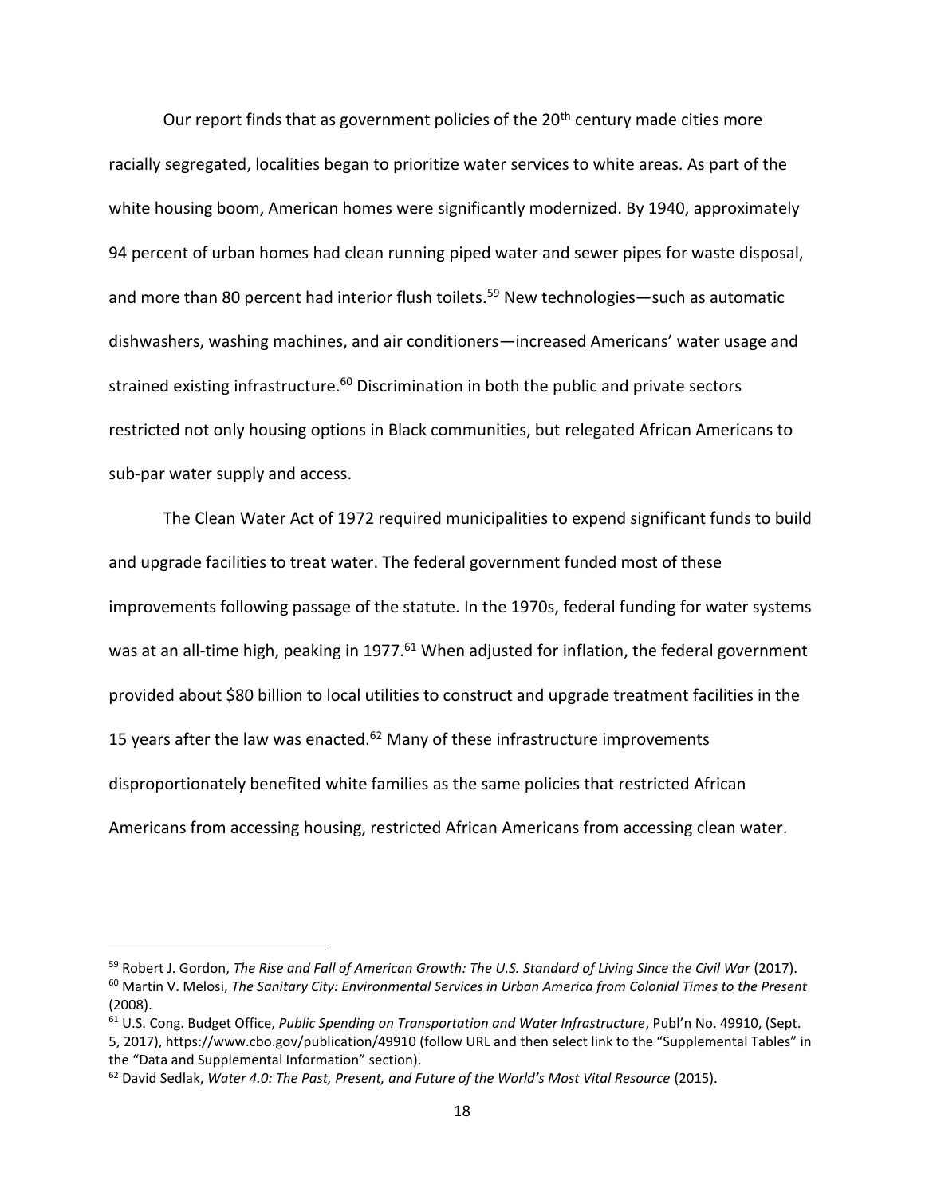Our report finds that as government policies of the 20th century made cities more racially segregated, localities began to prioritize water services to white areas. As part of the white housing boom, American homes were significantly modernized. By 1940, approximately 94 percent of urban homes had clean running piped water and sewer pipes for waste disposal, and more than 80 percent had interior flush toilets.[59] New technologies—such as automatic dishwashers, washing machines, and air conditioners—increased Americans' water usage and strained existing infrastructure.[60] Discrimination in both the public and private sectors restricted not only housing options in Black communities, but relegated African Americans to sub-par water supply and access.

The Clean Water Act of 1972 required municipalities to expend significant funds to build and upgrade facilities to treat water. The federal government funded most of these improvements following passage of the statute. In the 1970s, federal funding for water systems was at an all-time high, peaking in 1977.[61] When adjusted for inflation, the federal government provided about $80 billion to local utilities to construct and upgrade treatment facilities in the 15 years after the law was enacted.[62] Many of these infrastructure improvements disproportionately benefited white families as the same policies that restricted African Americans from accessing housing, restricted African Americans from accessing clean water.

---

[59] Robert J. Gordon, *The Rise and Fall of American Growth: The U.S. Standard of Living Since the Civil War* (2017).

[60] Martin V. Melosi, *The Sanitary City: Environmental Services in Urban America from Colonial Times to the Present* (2008).

[61] U.S. Cong. Budget Office, *Public Spending on Transportation and Water Infrastructure*, Publ'n No. 49910, (Sept. 5, 2017), https://www.cbo.gov/publication/49910 (follow URL and then select link to the "Supplemental Tables" in the "Data and Supplemental Information" section).

[62] David Sedlak, *Water 4.0: The Past, Present, and Future of the World's Most Vital Resource* (2015).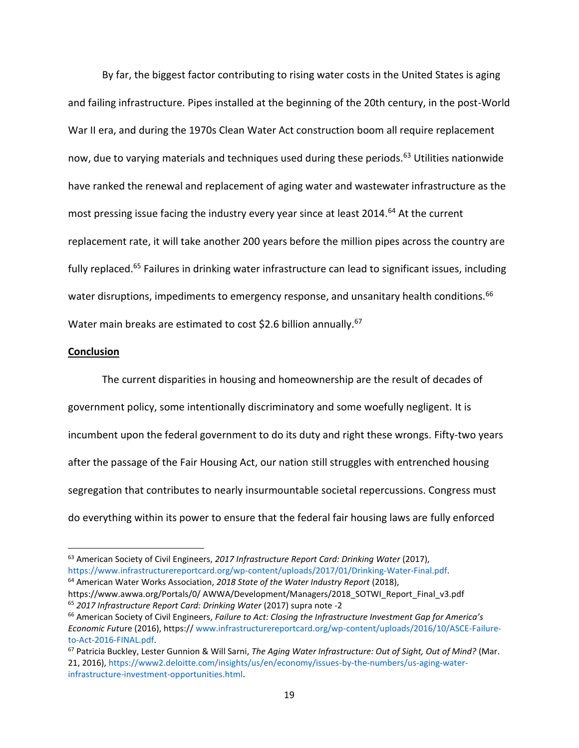By far, the biggest factor contributing to rising water costs in the United States is aging and failing infrastructure. Pipes installed at the beginning of the 20th century, in the post-World War II era, and during the 1970s Clean Water Act construction boom all require replacement now, due to varying materials and techniques used during these periods.[63] Utilities nationwide have ranked the renewal and replacement of aging water and wastewater infrastructure as the most pressing issue facing the industry every year since at least 2014.[64] At the current replacement rate, it will take another 200 years before the million pipes across the country are fully replaced.[65] Failures in drinking water infrastructure can lead to significant issues, including water disruptions, impediments to emergency response, and unsanitary health conditions.[66] Water main breaks are estimated to cost $2.6 billion annually.[67]

**Conclusion**

The current disparities in housing and homeownership are the result of decades of government policy, some intentionally discriminatory and some woefully negligent. It is incumbent upon the federal government to do its duty and right these wrongs. Fifty-two years after the passage of the Fair Housing Act, our nation still struggles with entrenched housing segregation that contributes to nearly insurmountable societal repercussions. Congress must do everything within its power to ensure that the federal fair housing laws are fully enforced

---

[63] American Society of Civil Engineers, *2017 Infrastructure Report Card: Drinking Water* (2017), https://www.infrastructurereportcard.org/wp-content/uploads/2017/01/Drinking-Water-Final.pdf.

[64] American Water Works Association, *2018 State of the Water Industry Report* (2018), https://www.awwa.org/Portals/0/ AWWA/Development/Managers/2018_SOTWI_Report_Final_v3.pdf

[65] *2017 Infrastructure Report Card: Drinking Water* (2017) supra note -2

[66] American Society of Civil Engineers, *Failure to Act: Closing the Infrastructure Investment Gap for America's Economic Fut*ure (2016), https:// www.infrastructurereportcard.org/wp-content/uploads/2016/10/ASCE-Failure-to-Act-2016-FINAL.pdf.

[67] Patricia Buckley, Lester Gunnion & Will Sarni, *The Aging Water Infrastructure: Out of Sight, Out of Mind?* (Mar. 21, 2016), https://www2.deloitte.com/insights/us/en/economy/issues-by-the-numbers/us-aging-water-infrastructure-investment-opportunities.html.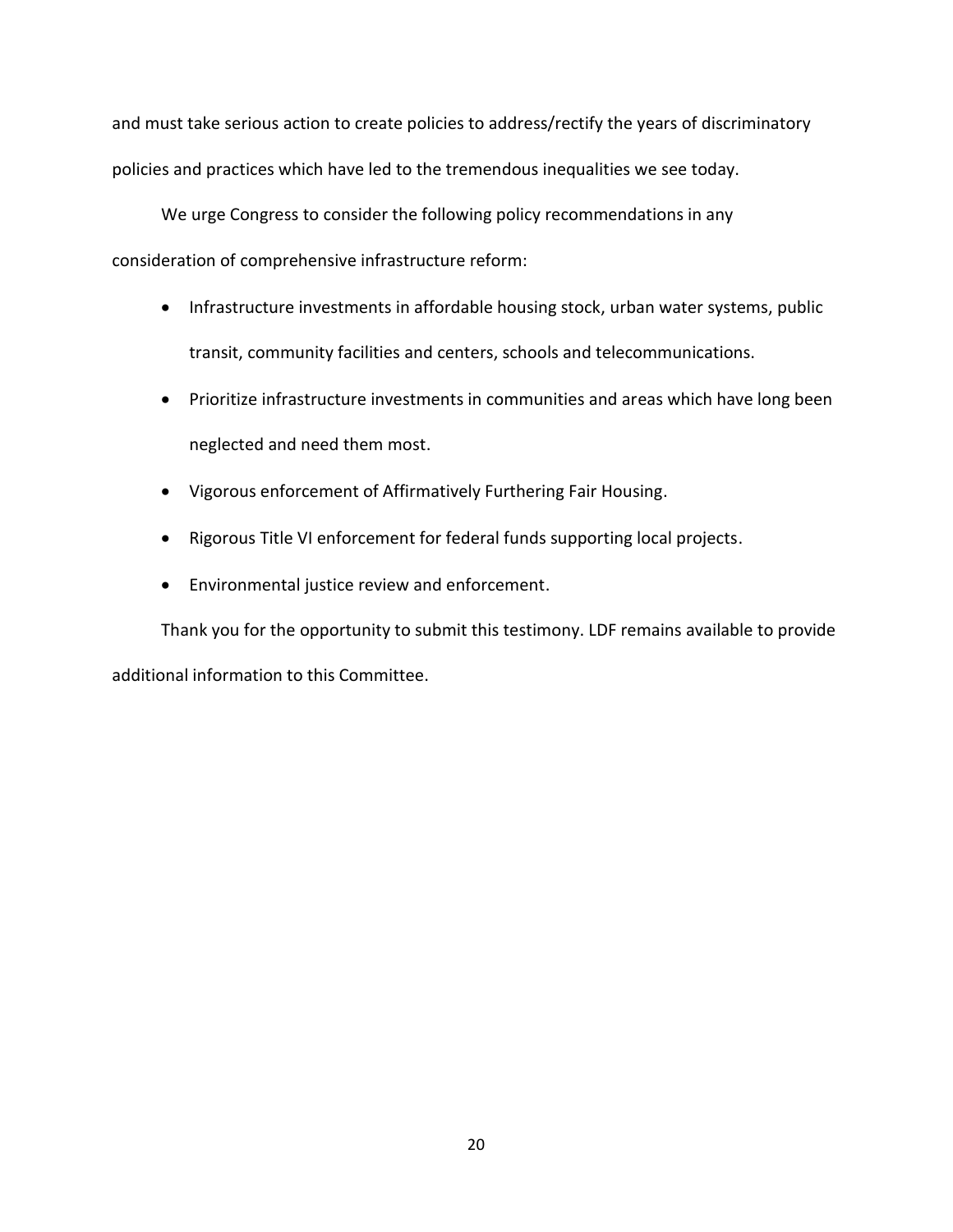and must take serious action to create policies to address/rectify the years of discriminatory policies and practices which have led to the tremendous inequalities we see today.

We urge Congress to consider the following policy recommendations in any consideration of comprehensive infrastructure reform:

- Infrastructure investments in affordable housing stock, urban water systems, public transit, community facilities and centers, schools and telecommunications.
- Prioritize infrastructure investments in communities and areas which have long been neglected and need them most.
- Vigorous enforcement of Affirmatively Furthering Fair Housing.
- Rigorous Title VI enforcement for federal funds supporting local projects.
- Environmental justice review and enforcement.

Thank you for the opportunity to submit this testimony. LDF remains available to provide additional information to this Committee.